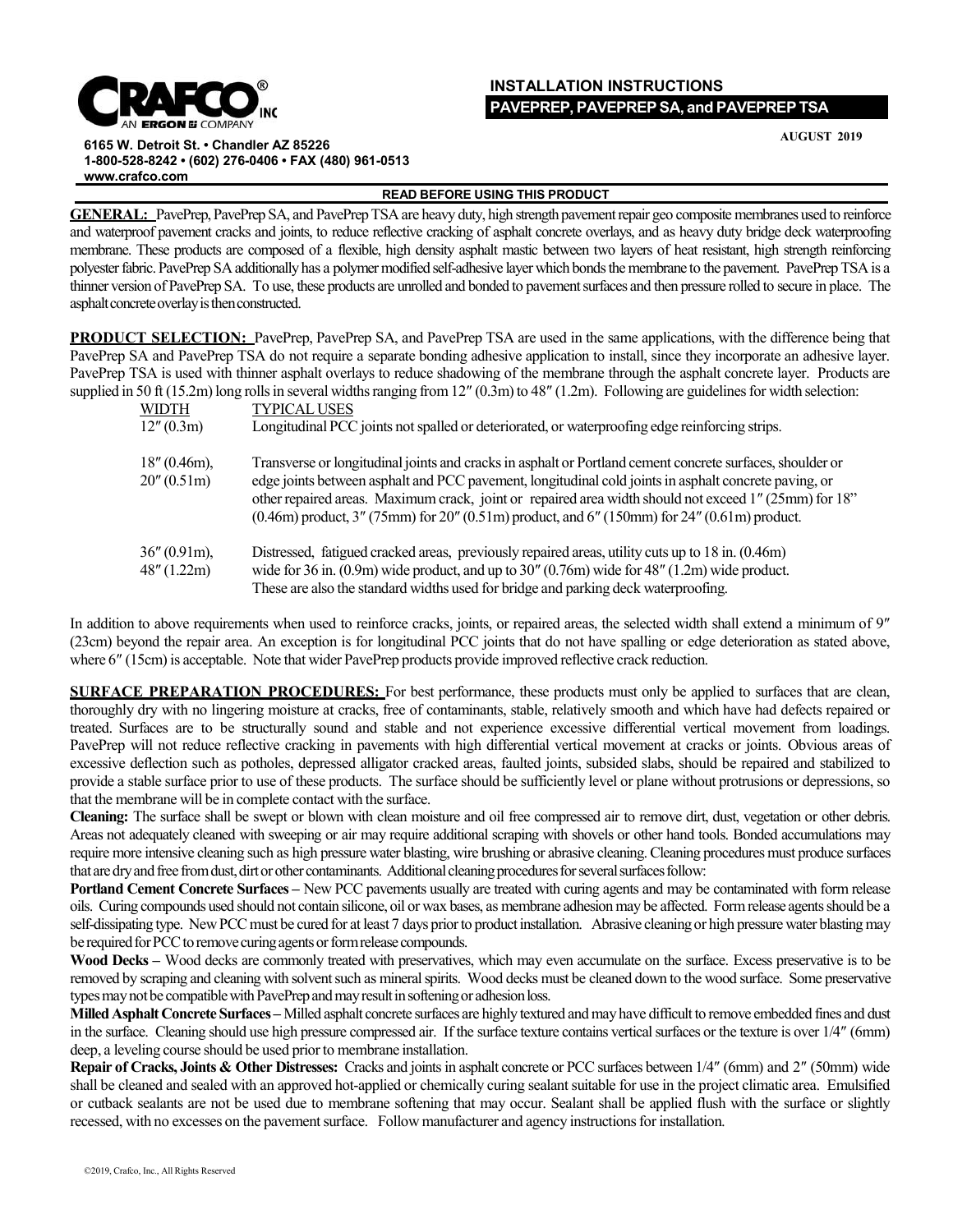**CRAFCO® INC**
AN ERGON COMPANY

6165 W. Detroit St. • Chandler AZ 85226
1-800-528-8242 • (602) 276-0406 • FAX (480) 961-0513
www.crafco.com

# INSTALLATION INSTRUCTIONS

## PAVEPREP, PAVEPREP SA, and PAVEPREP TSA

AUGUST 2019

**READ BEFORE USING THIS PRODUCT**

**GENERAL:** PavePrep, PavePrep SA, and PavePrep TSA are heavy duty, high strength pavement repair geo composite membranes used to reinforce and waterproof pavement cracks and joints, to reduce reflective cracking of asphalt concrete overlays, and as heavy duty bridge deck waterproofing membrane. These products are composed of a flexible, high density asphalt mastic between two layers of heat resistant, high strength reinforcing polyester fabric. PavePrep SA additionally has a polymer modified self-adhesive layer which bonds the membrane to the pavement. PavePrep TSA is a thinner version of PavePrep SA. To use, these products are unrolled and bonded to pavement surfaces and then pressure rolled to secure in place. The asphalt concrete overlay is then constructed.

**PRODUCT SELECTION:** PavePrep, PavePrep SA, and PavePrep TSA are used in the same applications, with the difference being that PavePrep SA and PavePrep TSA do not require a separate bonding adhesive application to install, since they incorporate an adhesive layer. PavePrep TSA is used with thinner asphalt overlays to reduce shadowing of the membrane through the asphalt concrete layer. Products are supplied in 50 ft (15.2m) long rolls in several widths ranging from 12″ (0.3m) to 48″ (1.2m). Following are guidelines for width selection:

| WIDTH | TYPICAL USES |
| --- | --- |
| 12″ (0.3m) | Longitudinal PCC joints not spalled or deteriorated, or waterproofing edge reinforcing strips. |
| 18″ (0.46m), 20″ (0.51m) | Transverse or longitudinal joints and cracks in asphalt or Portland cement concrete surfaces, shoulder or edge joints between asphalt and PCC pavement, longitudinal cold joints in asphalt concrete paving, or other repaired areas. Maximum crack, joint or repaired area width should not exceed 1″ (25mm) for 18" (0.46m) product, 3″ (75mm) for 20″ (0.51m) product, and 6″ (150mm) for 24″ (0.61m) product. |
| 36″ (0.91m), 48″ (1.22m) | Distressed, fatigued cracked areas, previously repaired areas, utility cuts up to 18 in. (0.46m) wide for 36 in. (0.9m) wide product, and up to 30″ (0.76m) wide for 48″ (1.2m) wide product. These are also the standard widths used for bridge and parking deck waterproofing. |

In addition to above requirements when used to reinforce cracks, joints, or repaired areas, the selected width shall extend a minimum of 9″ (23cm) beyond the repair area. An exception is for longitudinal PCC joints that do not have spalling or edge deterioration as stated above, where 6″ (15cm) is acceptable. Note that wider PavePrep products provide improved reflective crack reduction.

**SURFACE PREPARATION PROCEDURES:** For best performance, these products must only be applied to surfaces that are clean, thoroughly dry with no lingering moisture at cracks, free of contaminants, stable, relatively smooth and which have had defects repaired or treated. Surfaces are to be structurally sound and stable and not experience excessive differential vertical movement from loadings. PavePrep will not reduce reflective cracking in pavements with high differential vertical movement at cracks or joints. Obvious areas of excessive deflection such as potholes, depressed alligator cracked areas, faulted joints, subsided slabs, should be repaired and stabilized to provide a stable surface prior to use of these products. The surface should be sufficiently level or plane without protrusions or depressions, so that the membrane will be in complete contact with the surface.

**Cleaning:** The surface shall be swept or blown with clean moisture and oil free compressed air to remove dirt, dust, vegetation or other debris. Areas not adequately cleaned with sweeping or air may require additional scraping with shovels or other hand tools. Bonded accumulations may require more intensive cleaning such as high pressure water blasting, wire brushing or abrasive cleaning. Cleaning procedures must produce surfaces that are dry and free from dust, dirt or other contaminants. Additional cleaning procedures for several surfaces follow:

**Portland Cement Concrete Surfaces –** New PCC pavements usually are treated with curing agents and may be contaminated with form release oils. Curing compounds used should not contain silicone, oil or wax bases, as membrane adhesion may be affected. Form release agents should be a self-dissipating type. New PCC must be cured for at least 7 days prior to product installation. Abrasive cleaning or high pressure water blasting may be required for PCC to remove curing agents or form release compounds.

**Wood Decks –** Wood decks are commonly treated with preservatives, which may even accumulate on the surface. Excess preservative is to be removed by scraping and cleaning with solvent such as mineral spirits. Wood decks must be cleaned down to the wood surface. Some preservative types may not be compatible with PavePrep and may result in softening or adhesion loss.

**Milled Asphalt Concrete Surfaces –** Milled asphalt concrete surfaces are highly textured and may have difficult to remove embedded fines and dust in the surface. Cleaning should use high pressure compressed air. If the surface texture contains vertical surfaces or the texture is over 1/4″ (6mm) deep, a leveling course should be used prior to membrane installation.

**Repair of Cracks, Joints & Other Distresses:** Cracks and joints in asphalt concrete or PCC surfaces between 1/4″ (6mm) and 2″ (50mm) wide shall be cleaned and sealed with an approved hot-applied or chemically curing sealant suitable for use in the project climatic area. Emulsified or cutback sealants are not be used due to membrane softening that may occur. Sealant shall be applied flush with the surface or slightly recessed, with no excesses on the pavement surface. Follow manufacturer and agency instructions for installation.

©2019, Crafco, Inc., All Rights Reserved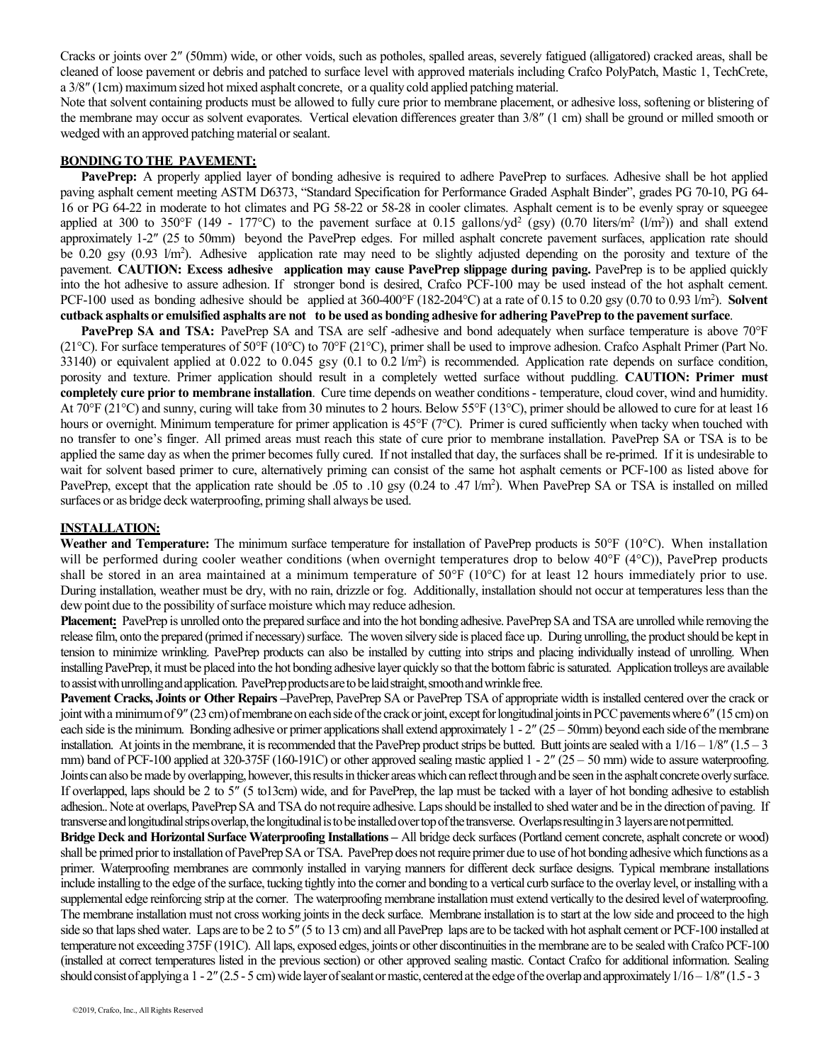Cracks or joints over 2″ (50mm) wide, or other voids, such as potholes, spalled areas, severely fatigued (alligatored) cracked areas, shall be cleaned of loose pavement or debris and patched to surface level with approved materials including Crafco PolyPatch, Mastic 1, TechCrete, a 3/8″ (1cm) maximum sized hot mixed asphalt concrete, or a quality cold applied patching material.

Note that solvent containing products must be allowed to fully cure prior to membrane placement, or adhesive loss, softening or blistering of the membrane may occur as solvent evaporates. Vertical elevation differences greater than 3/8″ (1 cm) shall be ground or milled smooth or wedged with an approved patching material or sealant.

**BONDING TO THE PAVEMENT:**

**PavePrep:** A properly applied layer of bonding adhesive is required to adhere PavePrep to surfaces. Adhesive shall be hot applied paving asphalt cement meeting ASTM D6373, "Standard Specification for Performance Graded Asphalt Binder", grades PG 70-10, PG 64-16 or PG 64-22 in moderate to hot climates and PG 58-22 or 58-28 in cooler climates. Asphalt cement is to be evenly spray or squeegee applied at 300 to 350°F (149 - 177°C) to the pavement surface at 0.15 gallons/yd² (gsy) (0.70 liters/m² (l/m²)) and shall extend approximately 1-2″ (25 to 50mm) beyond the PavePrep edges. For milled asphalt concrete pavement surfaces, application rate should be 0.20 gsy (0.93 l/m²). Adhesive application rate may need to be slightly adjusted depending on the porosity and texture of the pavement. **CAUTION: Excess adhesive application may cause PavePrep slippage during paving.** PavePrep is to be applied quickly into the hot adhesive to assure adhesion. If stronger bond is desired, Crafco PCF-100 may be used instead of the hot asphalt cement. PCF-100 used as bonding adhesive should be applied at 360-400°F (182-204°C) at a rate of 0.15 to 0.20 gsy (0.70 to 0.93 l/m²). **Solvent cutback asphalts or emulsified asphalts are not to be used as bonding adhesive for adhering PavePrep to the pavement surface**.

**PavePrep SA and TSA:** PavePrep SA and TSA are self -adhesive and bond adequately when surface temperature is above 70°F (21°C). For surface temperatures of 50°F (10°C) to 70°F (21°C), primer shall be used to improve adhesion. Crafco Asphalt Primer (Part No. 33140) or equivalent applied at 0.022 to 0.045 gsy (0.1 to 0.2 l/m²) is recommended. Application rate depends on surface condition, porosity and texture. Primer application should result in a completely wetted surface without puddling. **CAUTION: Primer must completely cure prior to membrane installation**. Cure time depends on weather conditions - temperature, cloud cover, wind and humidity. At 70°F (21°C) and sunny, curing will take from 30 minutes to 2 hours. Below 55°F (13°C), primer should be allowed to cure for at least 16 hours or overnight. Minimum temperature for primer application is 45°F (7°C). Primer is cured sufficiently when tacky when touched with no transfer to one's finger. All primed areas must reach this state of cure prior to membrane installation. PavePrep SA or TSA is to be applied the same day as when the primer becomes fully cured. If not installed that day, the surfaces shall be re-primed. If it is undesirable to wait for solvent based primer to cure, alternatively priming can consist of the same hot asphalt cements or PCF-100 as listed above for PavePrep, except that the application rate should be .05 to .10 gsy (0.24 to .47 l/m²). When PavePrep SA or TSA is installed on milled surfaces or as bridge deck waterproofing, priming shall always be used.

**INSTALLATION:**

**Weather and Temperature:** The minimum surface temperature for installation of PavePrep products is 50°F (10°C). When installation will be performed during cooler weather conditions (when overnight temperatures drop to below 40°F (4°C)), PavePrep products shall be stored in an area maintained at a minimum temperature of 50°F (10°C) for at least 12 hours immediately prior to use. During installation, weather must be dry, with no rain, drizzle or fog. Additionally, installation should not occur at temperatures less than the dew point due to the possibility of surface moisture which may reduce adhesion.

**Placement:** PavePrep is unrolled onto the prepared surface and into the hot bonding adhesive. PavePrep SA and TSA are unrolled while removing the release film, onto the prepared (primed if necessary) surface. The woven silvery side is placed face up. During unrolling, the product should be kept in tension to minimize wrinkling. PavePrep products can also be installed by cutting into strips and placing individually instead of unrolling. When installing PavePrep, it must be placed into the hot bonding adhesive layer quickly so that the bottom fabric is saturated. Application trolleys are available to assist with unrolling and application. PavePrep products are to be laid straight, smooth and wrinkle free.

**Pavement Cracks, Joints or Other Repairs** –PavePrep, PavePrep SA or PavePrep TSA of appropriate width is installed centered over the crack or joint with a minimum of 9″ (23 cm) of membrane on each side of the crack or joint, except for longitudinal joints in PCC pavements where 6″ (15 cm) on each side is the minimum. Bonding adhesive or primer applications shall extend approximately 1 - 2″ (25 – 50mm) beyond each side of the membrane installation. At joints in the membrane, it is recommended that the PavePrep product strips be butted. Butt joints are sealed with a 1/16 – 1/8″ (1.5 – 3 mm) band of PCF-100 applied at 320-375F (160-191C) or other approved sealing mastic applied 1 - 2″ (25 – 50 mm) wide to assure waterproofing. Joints can also be made by overlapping, however, this results in thicker areas which can reflect through and be seen in the asphalt concrete overly surface. If overlapped, laps should be 2 to 5″ (5 to13cm) wide, and for PavePrep, the lap must be tacked with a layer of hot bonding adhesive to establish adhesion.. Note at overlaps, PavePrep SA and TSA do not require adhesive. Laps should be installed to shed water and be in the direction of paving. If transverse and longitudinal strips overlap, the longitudinal is to be installed over top of the transverse. Overlaps resulting in 3 layers are not permitted.

**Bridge Deck and Horizontal Surface Waterproofing Installations** – All bridge deck surfaces (Portland cement concrete, asphalt concrete or wood) shall be primed prior to installation of PavePrep SA or TSA. PavePrep does not require primer due to use of hot bonding adhesive which functions as a primer. Waterproofing membranes are commonly installed in varying manners for different deck surface designs. Typical membrane installations include installing to the edge of the surface, tucking tightly into the corner and bonding to a vertical curb surface to the overlay level, or installing with a supplemental edge reinforcing strip at the corner. The waterproofing membrane installation must extend vertically to the desired level of waterproofing. The membrane installation must not cross working joints in the deck surface. Membrane installation is to start at the low side and proceed to the high side so that laps shed water. Laps are to be 2 to 5″ (5 to 13 cm) and all PavePrep laps are to be tacked with hot asphalt cement or PCF-100 installed at temperature not exceeding 375F (191C). All laps, exposed edges, joints or other discontinuities in the membrane are to be sealed with Crafco PCF-100 (installed at correct temperatures listed in the previous section) or other approved sealing mastic. Contact Crafco for additional information. Sealing should consist of applying a 1 - 2″ (2.5 - 5 cm) wide layer of sealant or mastic, centered at the edge of the overlap and approximately 1/16 – 1/8″ (1.5 - 3

©2019, Crafco, Inc., All Rights Reserved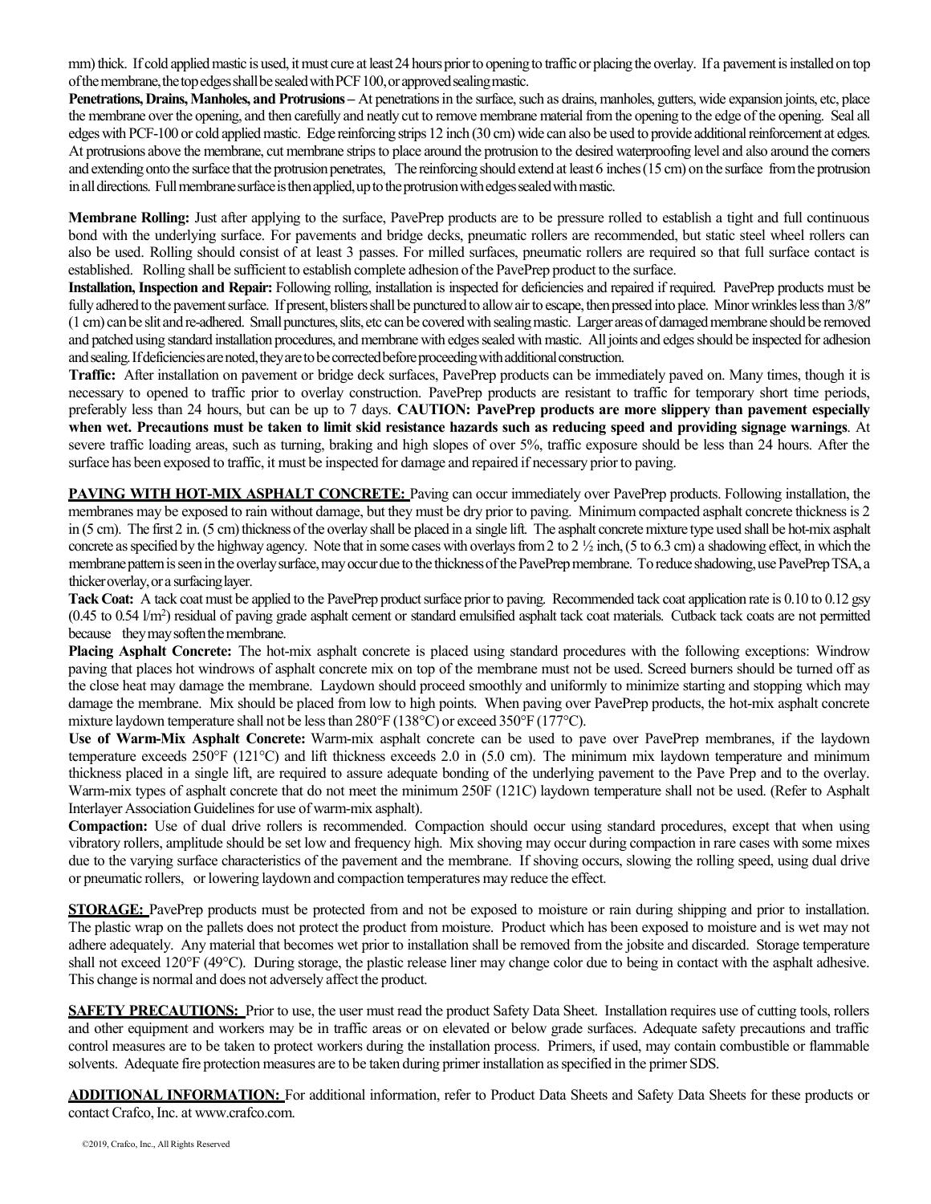mm) thick. If cold applied mastic is used, it must cure at least 24 hours prior to opening to traffic or placing the overlay. If a pavement is installed on top of the membrane, the top edges shall be sealed with PCF 100, or approved sealing mastic.

**Penetrations, Drains, Manholes, and Protrusions –** At penetrations in the surface, such as drains, manholes, gutters, wide expansion joints, etc, place the membrane over the opening, and then carefully and neatly cut to remove membrane material from the opening to the edge of the opening. Seal all edges with PCF-100 or cold applied mastic. Edge reinforcing strips 12 inch (30 cm) wide can also be used to provide additional reinforcement at edges. At protrusions above the membrane, cut membrane strips to place around the protrusion to the desired waterproofing level and also around the corners and extending onto the surface that the protrusion penetrates, The reinforcing should extend at least 6 inches (15 cm) on the surface from the protrusion in all directions. Full membrane surface is then applied, up to the protrusion with edges sealed with mastic.

**Membrane Rolling:** Just after applying to the surface, PavePrep products are to be pressure rolled to establish a tight and full continuous bond with the underlying surface. For pavements and bridge decks, pneumatic rollers are recommended, but static steel wheel rollers can also be used. Rolling should consist of at least 3 passes. For milled surfaces, pneumatic rollers are required so that full surface contact is established. Rolling shall be sufficient to establish complete adhesion of the PavePrep product to the surface.

**Installation, Inspection and Repair:** Following rolling, installation is inspected for deficiencies and repaired if required. PavePrep products must be fully adhered to the pavement surface. If present, blisters shall be punctured to allow air to escape, then pressed into place. Minor wrinkles less than 3/8″ (1 cm) can be slit and re-adhered. Small punctures, slits, etc can be covered with sealing mastic. Larger areas of damaged membrane should be removed and patched using standard installation procedures, and membrane with edges sealed with mastic. All joints and edges should be inspected for adhesion and sealing. If deficiencies are noted, they are to be corrected before proceeding with additional construction.

**Traffic:** After installation on pavement or bridge deck surfaces, PavePrep products can be immediately paved on. Many times, though it is necessary to opened to traffic prior to overlay construction. PavePrep products are resistant to traffic for temporary short time periods, preferably less than 24 hours, but can be up to 7 days. **CAUTION: PavePrep products are more slippery than pavement especially when wet. Precautions must be taken to limit skid resistance hazards such as reducing speed and providing signage warnings**. At severe traffic loading areas, such as turning, braking and high slopes of over 5%, traffic exposure should be less than 24 hours. After the surface has been exposed to traffic, it must be inspected for damage and repaired if necessary prior to paving.

**PAVING WITH HOT-MIX ASPHALT CONCRETE:** Paving can occur immediately over PavePrep products. Following installation, the membranes may be exposed to rain without damage, but they must be dry prior to paving. Minimum compacted asphalt concrete thickness is 2 in (5 cm). The first 2 in. (5 cm) thickness of the overlay shall be placed in a single lift. The asphalt concrete mixture type used shall be hot-mix asphalt concrete as specified by the highway agency. Note that in some cases with overlays from 2 to 2 ½ inch, (5 to 6.3 cm) a shadowing effect, in which the membrane pattern is seen in the overlay surface, may occur due to the thickness of the PavePrep membrane. To reduce shadowing, use PavePrep TSA, a thicker overlay, or a surfacing layer.

**Tack Coat:** A tack coat must be applied to the PavePrep product surface prior to paving. Recommended tack coat application rate is 0.10 to 0.12 gsy (0.45 to 0.54 l/m$^2$) residual of paving grade asphalt cement or standard emulsified asphalt tack coat materials. Cutback tack coats are not permitted because they may soften the membrane.

**Placing Asphalt Concrete:** The hot-mix asphalt concrete is placed using standard procedures with the following exceptions: Windrow paving that places hot windrows of asphalt concrete mix on top of the membrane must not be used. Screed burners should be turned off as the close heat may damage the membrane. Laydown should proceed smoothly and uniformly to minimize starting and stopping which may damage the membrane. Mix should be placed from low to high points. When paving over PavePrep products, the hot-mix asphalt concrete mixture laydown temperature shall not be less than 280°F (138°C) or exceed 350°F (177°C).

**Use of Warm-Mix Asphalt Concrete:** Warm-mix asphalt concrete can be used to pave over PavePrep membranes, if the laydown temperature exceeds 250°F (121°C) and lift thickness exceeds 2.0 in (5.0 cm). The minimum mix laydown temperature and minimum thickness placed in a single lift, are required to assure adequate bonding of the underlying pavement to the Pave Prep and to the overlay. Warm-mix types of asphalt concrete that do not meet the minimum 250F (121C) laydown temperature shall not be used. (Refer to Asphalt Interlayer Association Guidelines for use of warm-mix asphalt).

**Compaction:** Use of dual drive rollers is recommended. Compaction should occur using standard procedures, except that when using vibratory rollers, amplitude should be set low and frequency high. Mix shoving may occur during compaction in rare cases with some mixes due to the varying surface characteristics of the pavement and the membrane. If shoving occurs, slowing the rolling speed, using dual drive or pneumatic rollers, or lowering laydown and compaction temperatures may reduce the effect.

**STORAGE:** PavePrep products must be protected from and not be exposed to moisture or rain during shipping and prior to installation. The plastic wrap on the pallets does not protect the product from moisture. Product which has been exposed to moisture and is wet may not adhere adequately. Any material that becomes wet prior to installation shall be removed from the jobsite and discarded. Storage temperature shall not exceed 120°F (49°C). During storage, the plastic release liner may change color due to being in contact with the asphalt adhesive. This change is normal and does not adversely affect the product.

**SAFETY PRECAUTIONS:** Prior to use, the user must read the product Safety Data Sheet. Installation requires use of cutting tools, rollers and other equipment and workers may be in traffic areas or on elevated or below grade surfaces. Adequate safety precautions and traffic control measures are to be taken to protect workers during the installation process. Primers, if used, may contain combustible or flammable solvents. Adequate fire protection measures are to be taken during primer installation as specified in the primer SDS.

**ADDITIONAL INFORMATION:** For additional information, refer to Product Data Sheets and Safety Data Sheets for these products or contact Crafco, Inc. at www.crafco.com.

©2019, Crafco, Inc., All Rights Reserved